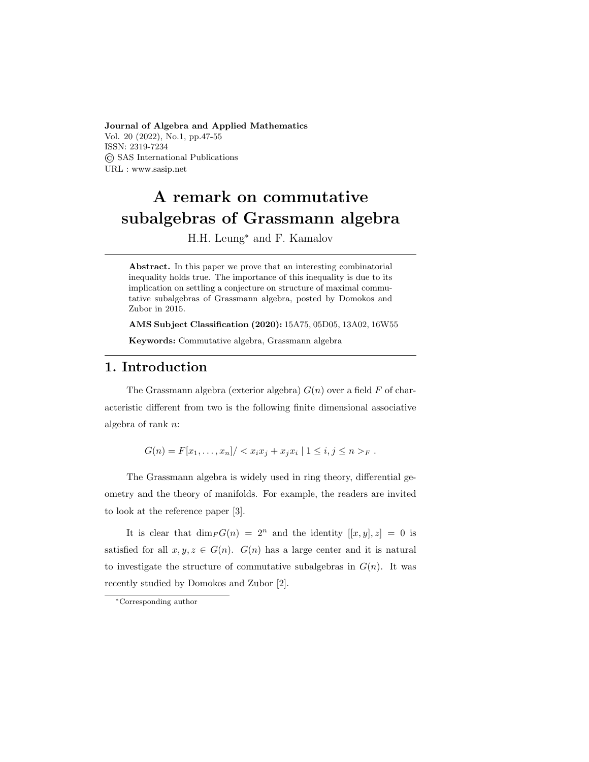**Journal of Algebra and Applied Mathematics**
Vol. 20 (2022), No.1, pp.47-55
ISSN: 2319-7234
© SAS International Publications
URL : www.sasip.net

# A remark on commutative subalgebras of Grassmann algebra

H.H. Leung* and F. Kamalov

---

**Abstract.** In this paper we prove that an interesting combinatorial inequality holds true. The importance of this inequality is due to its implication on settling a conjecture on structure of maximal commutative subalgebras of Grassmann algebra, posted by Domokos and Zubor in 2015.

**AMS Subject Classification (2020):** 15A75, 05D05, 13A02, 16W55

**Keywords:** Commutative algebra, Grassmann algebra

---

## 1. Introduction

The Grassmann algebra (exterior algebra) $G(n)$ over a field $F$ of characteristic different from two is the following finite dimensional associative algebra of rank $n$:

$$G(n) = F[x_1, \ldots, x_n] / < x_i x_j + x_j x_i \mid 1 \leq i, j \leq n >_F .$$

The Grassmann algebra is widely used in ring theory, differential geometry and the theory of manifolds. For example, the readers are invited to look at the reference paper [3].

It is clear that $\dim_F G(n) = 2^n$ and the identity $[[x, y], z] = 0$ is satisfied for all $x, y, z \in G(n)$. $G(n)$ has a large center and it is natural to investigate the structure of commutative subalgebras in $G(n)$. It was recently studied by Domokos and Zubor [2].

*Corresponding author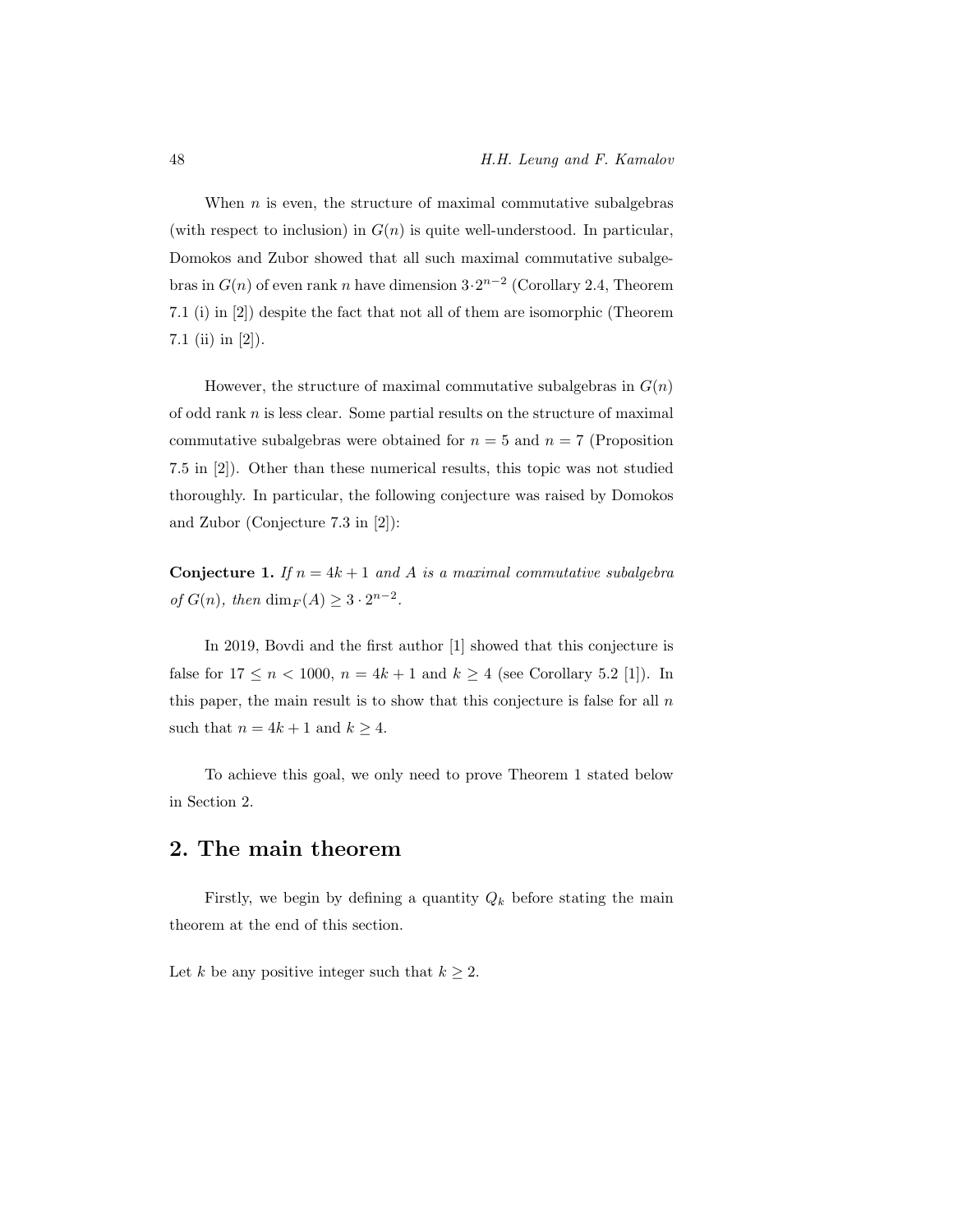When $n$ is even, the structure of maximal commutative subalgebras (with respect to inclusion) in $G(n)$ is quite well-understood. In particular, Domokos and Zubor showed that all such maximal commutative subalgebras in $G(n)$ of even rank $n$ have dimension $3 \cdot 2^{n-2}$ (Corollary 2.4, Theorem 7.1 (i) in [2]) despite the fact that not all of them are isomorphic (Theorem 7.1 (ii) in [2]).

However, the structure of maximal commutative subalgebras in $G(n)$ of odd rank $n$ is less clear. Some partial results on the structure of maximal commutative subalgebras were obtained for $n = 5$ and $n = 7$ (Proposition 7.5 in [2]). Other than these numerical results, this topic was not studied thoroughly. In particular, the following conjecture was raised by Domokos and Zubor (Conjecture 7.3 in [2]):

**Conjecture 1.** *If $n = 4k + 1$ and $A$ is a maximal commutative subalgebra of $G(n)$, then $\dim_F(A) \geq 3 \cdot 2^{n-2}$.*

In 2019, Bovdi and the first author [1] showed that this conjecture is false for $17 \leq n < 1000$, $n = 4k + 1$ and $k \geq 4$ (see Corollary 5.2 [1]). In this paper, the main result is to show that this conjecture is false for all $n$ such that $n = 4k + 1$ and $k \geq 4$.

To achieve this goal, we only need to prove Theorem 1 stated below in Section 2.

## 2. The main theorem

Firstly, we begin by defining a quantity $Q_k$ before stating the main theorem at the end of this section.

Let $k$ be any positive integer such that $k \geq 2$.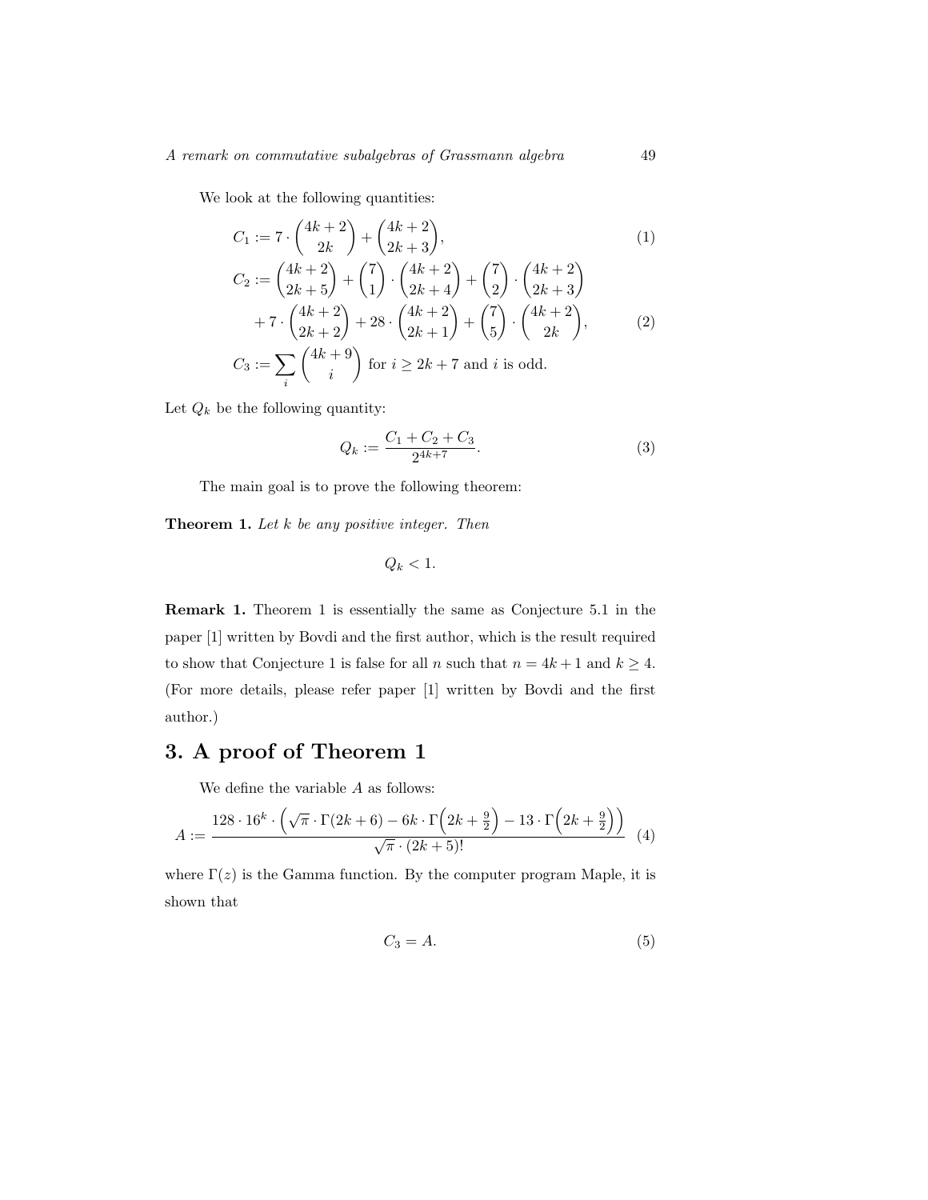We look at the following quantities:

$$C_1 := 7 \cdot \binom{4k+2}{2k} + \binom{4k+2}{2k+3}, \tag{1}$$

$$\begin{aligned} C_2 := &\binom{4k+2}{2k+5} + \binom{7}{1} \cdot \binom{4k+2}{2k+4} + \binom{7}{2} \cdot \binom{4k+2}{2k+3} \\ &+ 7 \cdot \binom{4k+2}{2k+2} + 28 \cdot \binom{4k+2}{2k+1} + \binom{7}{5} \cdot \binom{4k+2}{2k}, \end{aligned} \tag{2}$$

$$C_3 := \sum_i \binom{4k+9}{i} \text{ for } i \geq 2k+7 \text{ and } i \text{ is odd.}$$

Let $Q_k$ be the following quantity:

$$Q_k := \frac{C_1 + C_2 + C_3}{2^{4k+7}}. \tag{3}$$

The main goal is to prove the following theorem:

**Theorem 1.** *Let $k$ be any positive integer. Then*

$$Q_k < 1.$$

**Remark 1.** Theorem 1 is essentially the same as Conjecture 5.1 in the paper [1] written by Bovdi and the first author, which is the result required to show that Conjecture 1 is false for all $n$ such that $n = 4k+1$ and $k \geq 4$. (For more details, please refer paper [1] written by Bovdi and the first author.)

# 3. A proof of Theorem 1

We define the variable $A$ as follows:

$$A := \frac{128 \cdot 16^k \cdot \left(\sqrt{\pi} \cdot \Gamma(2k+6) - 6k \cdot \Gamma\left(2k + \frac{9}{2}\right) - 13 \cdot \Gamma\left(2k + \frac{9}{2}\right)\right)}{\sqrt{\pi} \cdot (2k+5)!} \tag{4}$$

where $\Gamma(z)$ is the Gamma function. By the computer program Maple, it is shown that

$$C_3 = A. \tag{5}$$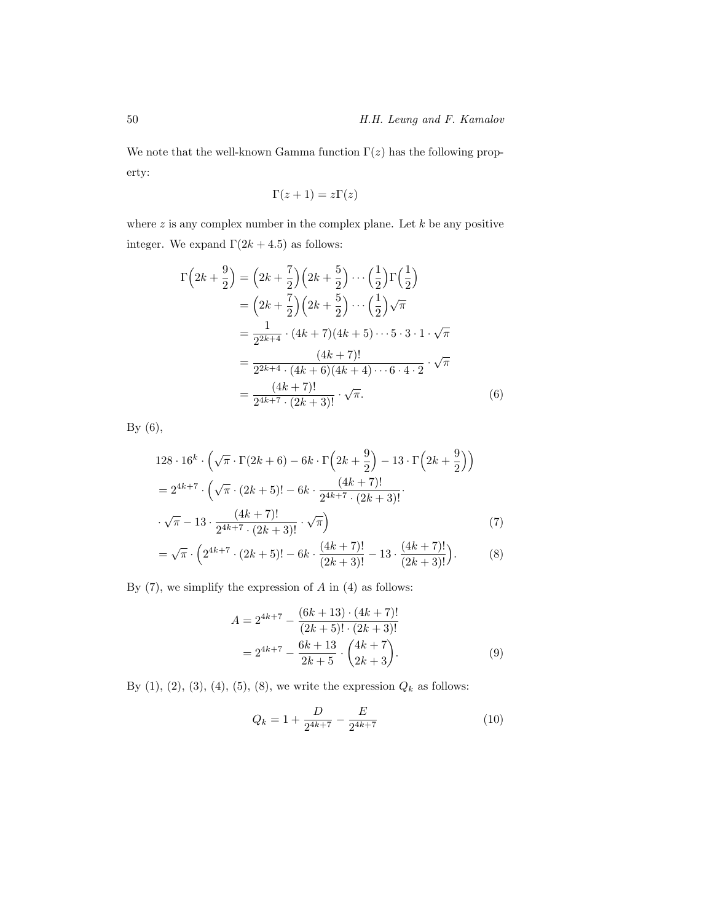We note that the well-known Gamma function $\Gamma(z)$ has the following property:

$$\Gamma(z+1) = z\Gamma(z)$$

where $z$ is any complex number in the complex plane. Let $k$ be any positive integer. We expand $\Gamma(2k+4.5)$ as follows:

$$
\begin{aligned}
\Gamma\Big(2k+\frac{9}{2}\Big) &= \Big(2k+\frac{7}{2}\Big)\Big(2k+\frac{5}{2}\Big)\cdots\Big(\frac{1}{2}\Big)\Gamma\Big(\frac{1}{2}\Big) \\
&= \Big(2k+\frac{7}{2}\Big)\Big(2k+\frac{5}{2}\Big)\cdots\Big(\frac{1}{2}\Big)\sqrt{\pi} \\
&= \frac{1}{2^{2k+4}}\cdot(4k+7)(4k+5)\cdots 5\cdot 3\cdot 1\cdot\sqrt{\pi} \\
&= \frac{(4k+7)!}{2^{2k+4}\cdot(4k+6)(4k+4)\cdots 6\cdot 4\cdot 2}\cdot\sqrt{\pi} \\
&= \frac{(4k+7)!}{2^{4k+7}\cdot(2k+3)!}\cdot\sqrt{\pi}. \qquad (6)
\end{aligned}
$$

By (6),

$$
\begin{aligned}
&128\cdot 16^k\cdot\Big(\sqrt{\pi}\cdot\Gamma(2k+6) - 6k\cdot\Gamma\Big(2k+\frac{9}{2}\Big) - 13\cdot\Gamma\Big(2k+\frac{9}{2}\Big)\Big) \\
&= 2^{4k+7}\cdot\Big(\sqrt{\pi}\cdot(2k+5)! - 6k\cdot\frac{(4k+7)!}{2^{4k+7}\cdot(2k+3)!}\cdot \\
&\cdot\sqrt{\pi} - 13\cdot\frac{(4k+7)!}{2^{4k+7}\cdot(2k+3)!}\cdot\sqrt{\pi}\Big) \qquad (7) \\
&= \sqrt{\pi}\cdot\Big(2^{4k+7}\cdot(2k+5)! - 6k\cdot\frac{(4k+7)!}{(2k+3)!} - 13\cdot\frac{(4k+7)!}{(2k+3)!}\Big). \qquad (8)
\end{aligned}
$$

By (7), we simplify the expression of $A$ in (4) as follows:

$$
\begin{aligned}
A &= 2^{4k+7} - \frac{(6k+13)\cdot(4k+7)!}{(2k+5)!\cdot(2k+3)!} \\
&= 2^{4k+7} - \frac{6k+13}{2k+5}\cdot\binom{4k+7}{2k+3}. \qquad (9)
\end{aligned}
$$

By (1), (2), (3), (4), (5), (8), we write the expression $Q_k$ as follows:

$$Q_k = 1 + \frac{D}{2^{4k+7}} - \frac{E}{2^{4k+7}} \qquad (10)$$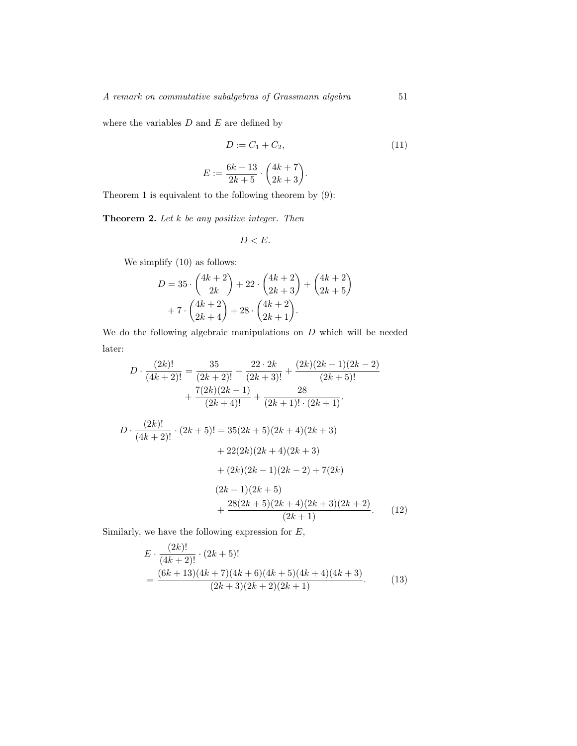where the variables $D$ and $E$ are defined by

$$D := C_1 + C_2, \tag{11}$$

$$E := \frac{6k+13}{2k+5} \cdot \binom{4k+7}{2k+3}.$$

Theorem 1 is equivalent to the following theorem by (9):

**Theorem 2.** *Let $k$ be any positive integer. Then*

$$D < E.$$

We simplify (10) as follows:

$$D = 35 \cdot \binom{4k+2}{2k} + 22 \cdot \binom{4k+2}{2k+3} + \binom{4k+2}{2k+5} + 7 \cdot \binom{4k+2}{2k+4} + 28 \cdot \binom{4k+2}{2k+1}.$$

We do the following algebraic manipulations on $D$ which will be needed later:

$$D \cdot \frac{(2k)!}{(4k+2)!} = \frac{35}{(2k+2)!} + \frac{22 \cdot 2k}{(2k+3)!} + \frac{(2k)(2k-1)(2k-2)}{(2k+5)!} + \frac{7(2k)(2k-1)}{(2k+4)!} + \frac{28}{(2k+1)! \cdot (2k+1)}.$$

$$\begin{aligned} D \cdot \frac{(2k)!}{(4k+2)!} \cdot (2k+5)! &= 35(2k+5)(2k+4)(2k+3) \\ &\quad + 22(2k)(2k+4)(2k+3) \\ &\quad + (2k)(2k-1)(2k-2) + 7(2k) \\ &\quad (2k-1)(2k+5) \\ &\quad + \frac{28(2k+5)(2k+4)(2k+3)(2k+2)}{(2k+1)}. \end{aligned} \tag{12}$$

Similarly, we have the following expression for $E$,

$$\begin{aligned} &E \cdot \frac{(2k)!}{(4k+2)!} \cdot (2k+5)! \\ &= \frac{(6k+13)(4k+7)(4k+6)(4k+5)(4k+4)(4k+3)}{(2k+3)(2k+2)(2k+1)}. \end{aligned} \tag{13}$$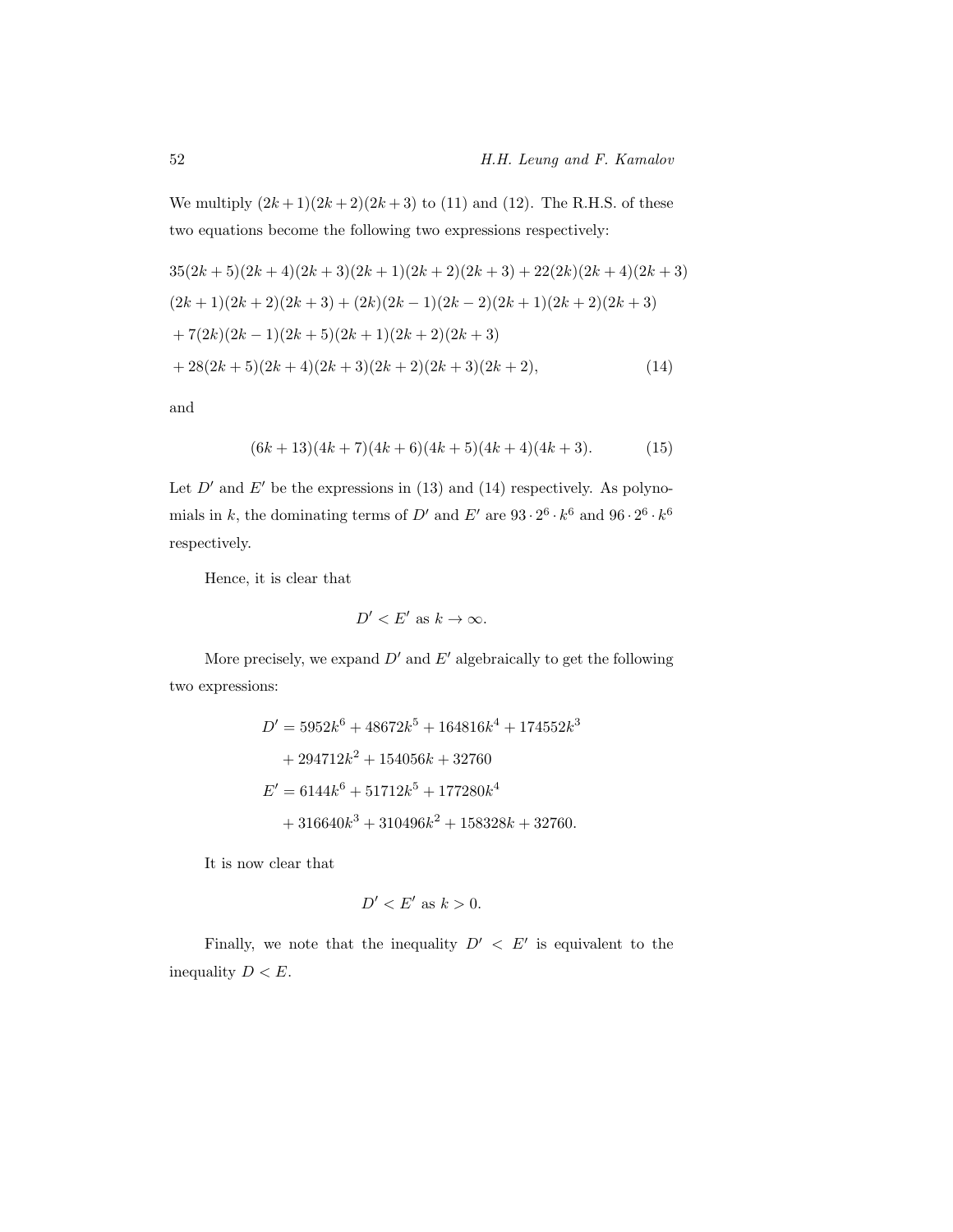We multiply $(2k+1)(2k+2)(2k+3)$ to (11) and (12). The R.H.S. of these two equations become the following two expressions respectively:

$$
\begin{aligned}
&35(2k+5)(2k+4)(2k+3)(2k+1)(2k+2)(2k+3)+22(2k)(2k+4)(2k+3)\\
&(2k+1)(2k+2)(2k+3)+(2k)(2k-1)(2k-2)(2k+1)(2k+2)(2k+3)\\
&+7(2k)(2k-1)(2k+5)(2k+1)(2k+2)(2k+3)\\
&+28(2k+5)(2k+4)(2k+3)(2k+2)(2k+3)(2k+2), \qquad (14)
\end{aligned}
$$

and

$$
(6k+13)(4k+7)(4k+6)(4k+5)(4k+4)(4k+3). \qquad (15)
$$

Let $D'$ and $E'$ be the expressions in (13) and (14) respectively. As polynomials in $k$, the dominating terms of $D'$ and $E'$ are $93 \cdot 2^6 \cdot k^6$ and $96 \cdot 2^6 \cdot k^6$ respectively.

Hence, it is clear that

$$
D' < E' \text{ as } k \to \infty.
$$

More precisely, we expand $D'$ and $E'$ algebraically to get the following two expressions:

$$
\begin{aligned}
D' &= 5952k^6 + 48672k^5 + 164816k^4 + 174552k^3 \\
&\quad + 294712k^2 + 154056k + 32760 \\
E' &= 6144k^6 + 51712k^5 + 177280k^4 \\
&\quad + 316640k^3 + 310496k^2 + 158328k + 32760.
\end{aligned}
$$

It is now clear that

$$
D' < E' \text{ as } k > 0.
$$

Finally, we note that the inequality $D' < E'$ is equivalent to the inequality $D < E$.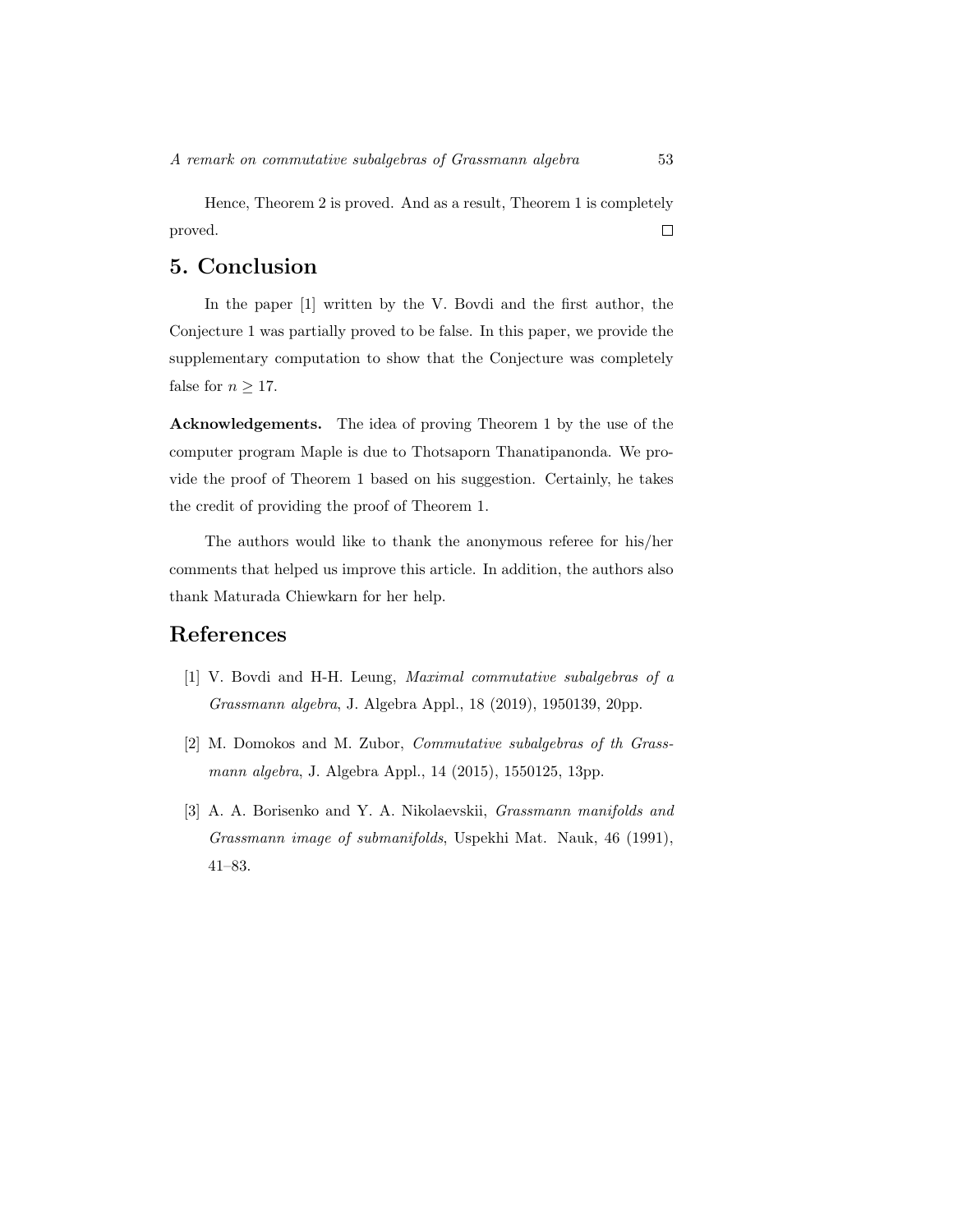Hence, Theorem 2 is proved. And as a result, Theorem 1 is completely proved. □

## 5. Conclusion

In the paper [1] written by the V. Bovdi and the first author, the Conjecture 1 was partially proved to be false. In this paper, we provide the supplementary computation to show that the Conjecture was completely false for $n \geq 17$.

**Acknowledgements.** The idea of proving Theorem 1 by the use of the computer program Maple is due to Thotsaporn Thanatipanonda. We provide the proof of Theorem 1 based on his suggestion. Certainly, he takes the credit of providing the proof of Theorem 1.

The authors would like to thank the anonymous referee for his/her comments that helped us improve this article. In addition, the authors also thank Maturada Chiewkarn for her help.

## References

[1] V. Bovdi and H-H. Leung, *Maximal commutative subalgebras of a Grassmann algebra*, J. Algebra Appl., 18 (2019), 1950139, 20pp.

[2] M. Domokos and M. Zubor, *Commutative subalgebras of th Grassmann algebra*, J. Algebra Appl., 14 (2015), 1550125, 13pp.

[3] A. A. Borisenko and Y. A. Nikolaevskii, *Grassmann manifolds and Grassmann image of submanifolds*, Uspekhi Mat. Nauk, 46 (1991), 41–83.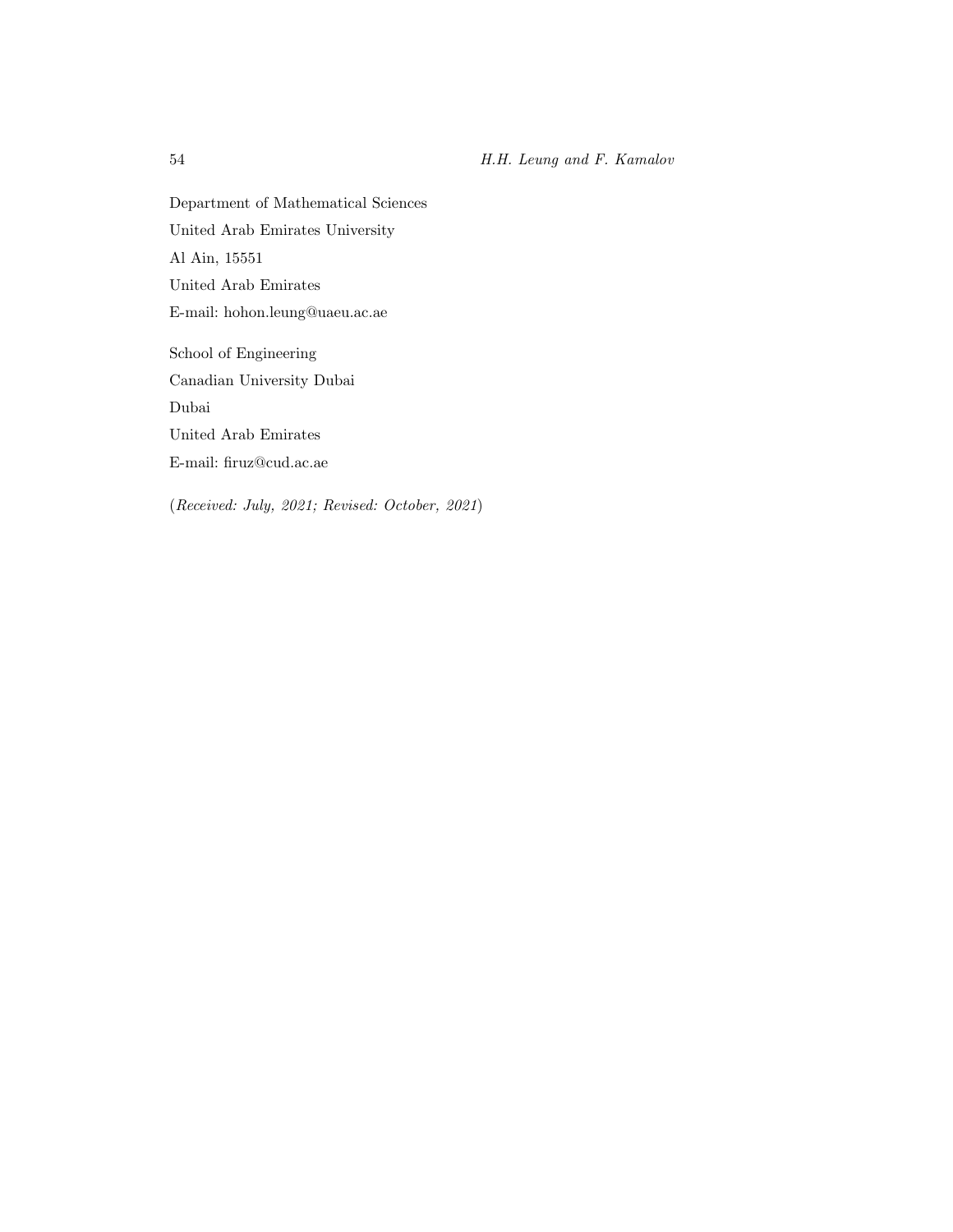Department of Mathematical Sciences
United Arab Emirates University
Al Ain, 15551
United Arab Emirates
E-mail: hohon.leung@uaeu.ac.ae

School of Engineering
Canadian University Dubai
Dubai
United Arab Emirates
E-mail: firuz@cud.ac.ae

(*Received: July, 2021; Revised: October, 2021*)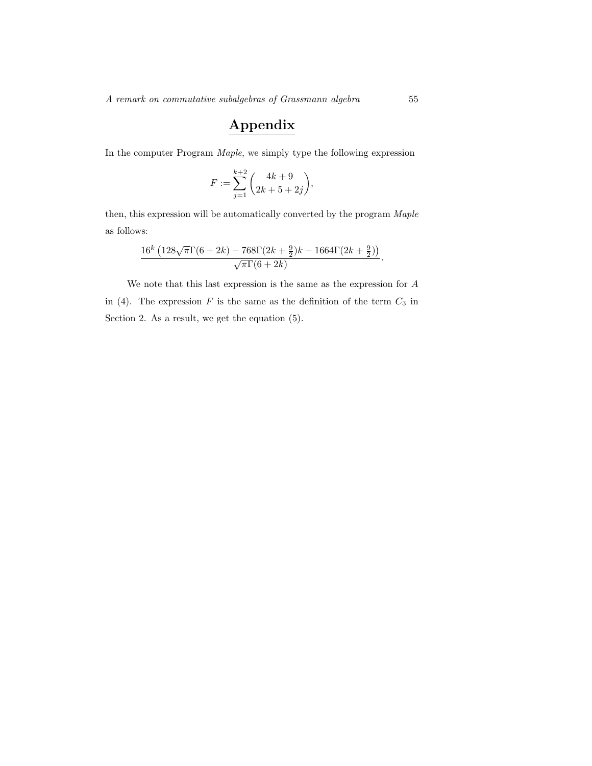# Appendix

In the computer Program *Maple*, we simply type the following expression

$$F := \sum_{j=1}^{k+2} \binom{4k+9}{2k+5+2j},$$

then, this expression will be automatically converted by the program *Maple* as follows:

$$\frac{16^k \left(128\sqrt{\pi}\Gamma(6+2k) - 768\Gamma(2k+\frac{9}{2})k - 1664\Gamma(2k+\frac{9}{2})\right)}{\sqrt{\pi}\Gamma(6+2k)}.$$

We note that this last expression is the same as the expression for $A$ in (4). The expression $F$ is the same as the definition of the term $C_3$ in Section 2. As a result, we get the equation (5).